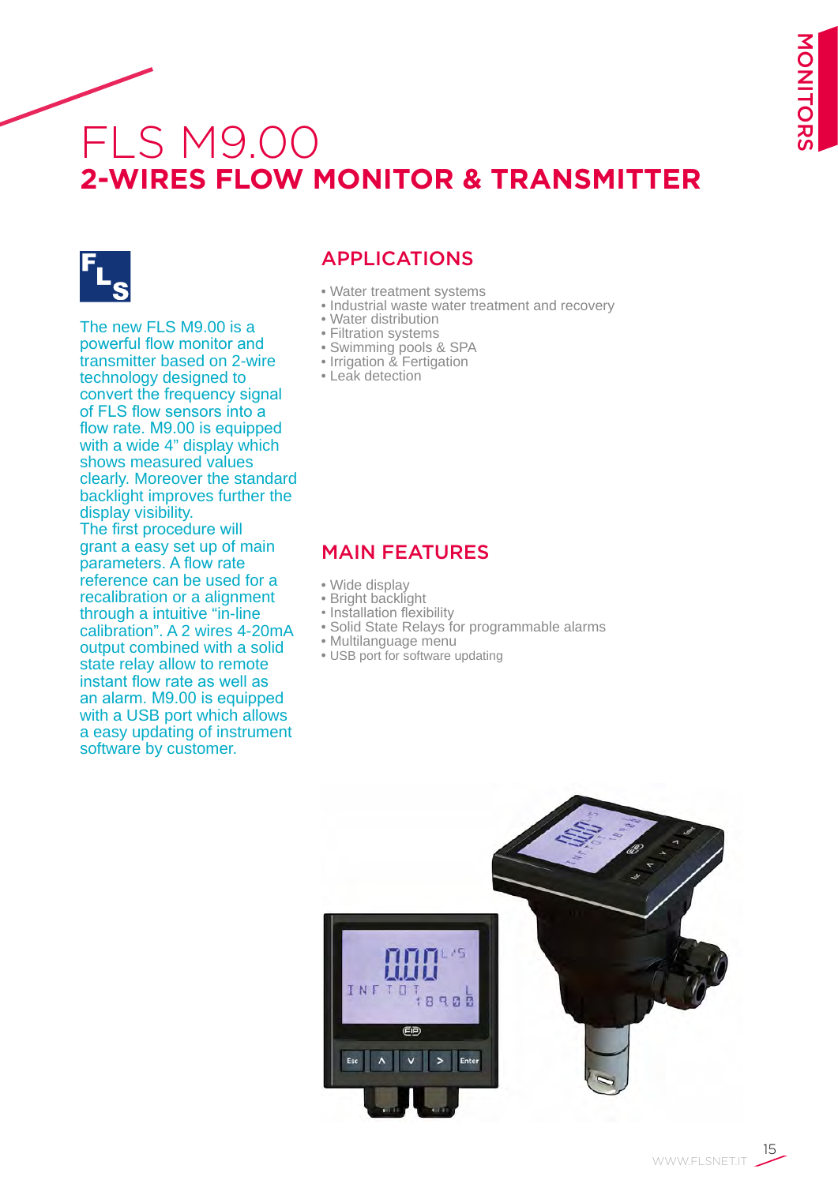# FLS M9.00

## 2-WIRES FLOW MONITOR & TRANSMITTER

The new FLS M9.00 is a powerful flow monitor and transmitter based on 2-wire technology designed to convert the frequency signal of FLS flow sensors into a flow rate. M9.00 is equipped with a wide 4" display which shows measured values clearly. Moreover the standard backlight improves further the display visibility.
The first procedure will grant a easy set up of main parameters. A flow rate reference can be used for a recalibration or a alignment through a intuitive "in-line calibration". A 2 wires 4-20mA output combined with a solid state relay allow to remote instant flow rate as well as an alarm. M9.00 is equipped with a USB port which allows a easy updating of instrument software by customer.

## APPLICATIONS

- Water treatment systems
- Industrial waste water treatment and recovery
- Water distribution
- Filtration systems
- Swimming pools & SPA
- Irrigation & Fertigation
- Leak detection

## MAIN FEATURES

- Wide display
- Bright backlight
- Installation flexibility
- Solid State Relays for programmable alarms
- Multilanguage menu
- USB port for software updating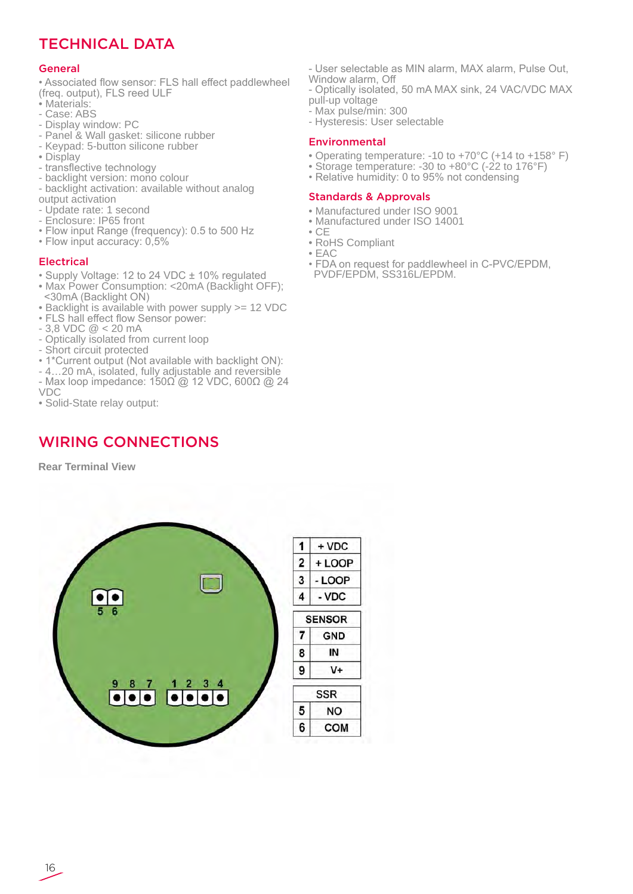# TECHNICAL DATA

## General

- Associated flow sensor: FLS hall effect paddlewheel (freq. output), FLS reed ULF
- Materials:
  - Case: ABS
  - Display window: PC
  - Panel & Wall gasket: silicone rubber
  - Keypad: 5-button silicone rubber
- Display
  - transflective technology
  - backlight version: mono colour
  - backlight activation: available without analog output activation
  - Update rate: 1 second
  - Enclosure: IP65 front
- Flow input Range (frequency): 0.5 to 500 Hz
- Flow input accuracy: 0,5%

## Electrical

- Supply Voltage: 12 to 24 VDC ± 10% regulated
- Max Power Consumption: <20mA (Backlight OFF); <30mA (Backlight ON)
- Backlight is available with power supply >= 12 VDC
- FLS hall effect flow Sensor power:
  - 3,8 VDC @ < 20 mA
  - Optically isolated from current loop
  - Short circuit protected
- 1*Current output (Not available with backlight ON):
  - 4…20 mA, isolated, fully adjustable and reversible
  - Max loop impedance: 150Ω @ 12 VDC, 600Ω @ 24 VDC
- Solid-State relay output:
  - User selectable as MIN alarm, MAX alarm, Pulse Out, Window alarm, Off
  - Optically isolated, 50 mA MAX sink, 24 VAC/VDC MAX pull-up voltage
  - Max pulse/min: 300
  - Hysteresis: User selectable

## Environmental

- Operating temperature: -10 to +70°C (+14 to +158° F)
- Storage temperature: -30 to +80°C (-22 to 176°F)
- Relative humidity: 0 to 95% not condensing

## Standards & Approvals

- Manufactured under ISO 9001
- Manufactured under ISO 14001
- CE
- RoHS Compliant
- EAC
- FDA on request for paddlewheel in C-PVC/EPDM, PVDF/EPDM, SS316L/EPDM.

# WIRING CONNECTIONS

**Rear Terminal View**

| Terminal | Function |
|---|---|
| 1 | + VDC |
| 2 | + LOOP |
| 3 | - LOOP |
| 4 | - VDC |

| SENSOR | |
|---|---|
| 7 | GND |
| 8 | IN |
| 9 | V+ |

| SSR | |
|---|---|
| 5 | NO |
| 6 | COM |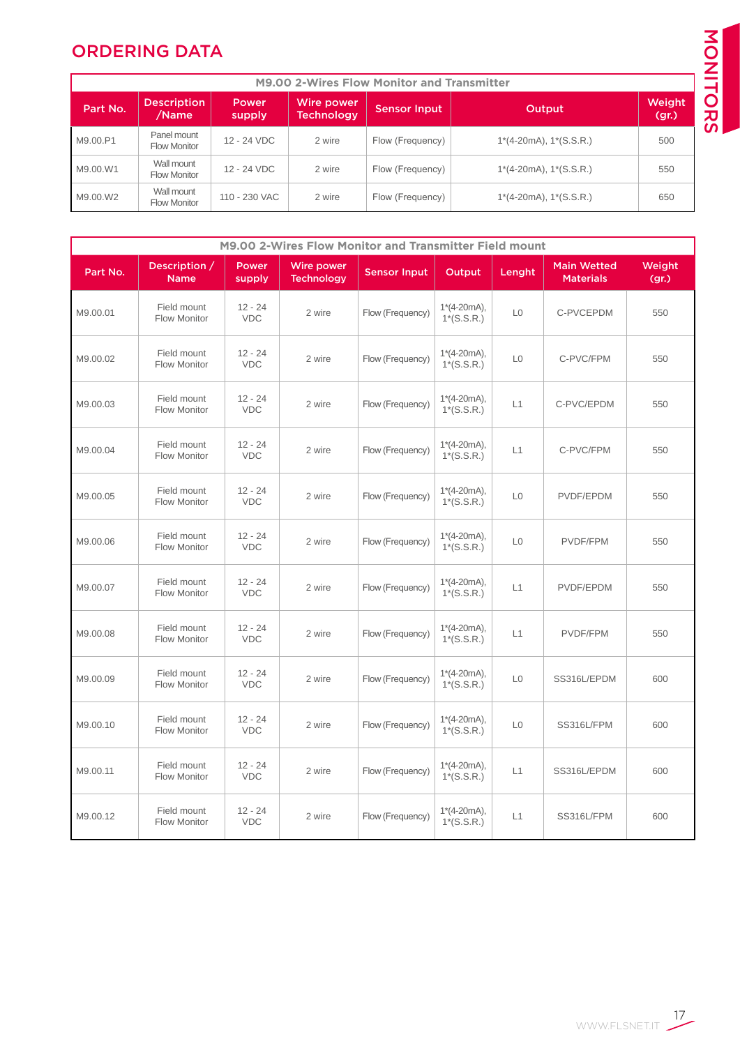## ORDERING DATA

| M9.00 2-Wires Flow Monitor and Transmitter | | | | | | |
|---|---|---|---|---|---|---|
| Part No. | Description /Name | Power supply | Wire power Technology | Sensor Input | Output | Weight (gr.) |
| M9.00.P1 | Panel mount Flow Monitor | 12 - 24 VDC | 2 wire | Flow (Frequency) | 1*(4-20mA), 1*(S.S.R.) | 500 |
| M9.00.W1 | Wall mount Flow Monitor | 12 - 24 VDC | 2 wire | Flow (Frequency) | 1*(4-20mA), 1*(S.S.R.) | 550 |
| M9.00.W2 | Wall mount Flow Monitor | 110 - 230 VAC | 2 wire | Flow (Frequency) | 1*(4-20mA), 1*(S.S.R.) | 650 |

| M9.00 2-Wires Flow Monitor and Transmitter Field mount | | | | | | | | |
|---|---|---|---|---|---|---|---|---|
| Part No. | Description / Name | Power supply | Wire power Technology | Sensor Input | Output | Lenght | Main Wetted Materials | Weight (gr.) |
| M9.00.01 | Field mount Flow Monitor | 12 - 24 VDC | 2 wire | Flow (Frequency) | 1*(4-20mA), 1*(S.S.R.) | L0 | C-PVCEPDM | 550 |
| M9.00.02 | Field mount Flow Monitor | 12 - 24 VDC | 2 wire | Flow (Frequency) | 1*(4-20mA), 1*(S.S.R.) | L0 | C-PVC/FPM | 550 |
| M9.00.03 | Field mount Flow Monitor | 12 - 24 VDC | 2 wire | Flow (Frequency) | 1*(4-20mA), 1*(S.S.R.) | L1 | C-PVC/EPDM | 550 |
| M9.00.04 | Field mount Flow Monitor | 12 - 24 VDC | 2 wire | Flow (Frequency) | 1*(4-20mA), 1*(S.S.R.) | L1 | C-PVC/FPM | 550 |
| M9.00.05 | Field mount Flow Monitor | 12 - 24 VDC | 2 wire | Flow (Frequency) | 1*(4-20mA), 1*(S.S.R.) | L0 | PVDF/EPDM | 550 |
| M9.00.06 | Field mount Flow Monitor | 12 - 24 VDC | 2 wire | Flow (Frequency) | 1*(4-20mA), 1*(S.S.R.) | L0 | PVDF/FPM | 550 |
| M9.00.07 | Field mount Flow Monitor | 12 - 24 VDC | 2 wire | Flow (Frequency) | 1*(4-20mA), 1*(S.S.R.) | L1 | PVDF/EPDM | 550 |
| M9.00.08 | Field mount Flow Monitor | 12 - 24 VDC | 2 wire | Flow (Frequency) | 1*(4-20mA), 1*(S.S.R.) | L1 | PVDF/FPM | 550 |
| M9.00.09 | Field mount Flow Monitor | 12 - 24 VDC | 2 wire | Flow (Frequency) | 1*(4-20mA), 1*(S.S.R.) | L0 | SS316L/EPDM | 600 |
| M9.00.10 | Field mount Flow Monitor | 12 - 24 VDC | 2 wire | Flow (Frequency) | 1*(4-20mA), 1*(S.S.R.) | L0 | SS316L/FPM | 600 |
| M9.00.11 | Field mount Flow Monitor | 12 - 24 VDC | 2 wire | Flow (Frequency) | 1*(4-20mA), 1*(S.S.R.) | L1 | SS316L/EPDM | 600 |
| M9.00.12 | Field mount Flow Monitor | 12 - 24 VDC | 2 wire | Flow (Frequency) | 1*(4-20mA), 1*(S.S.R.) | L1 | SS316L/FPM | 600 |